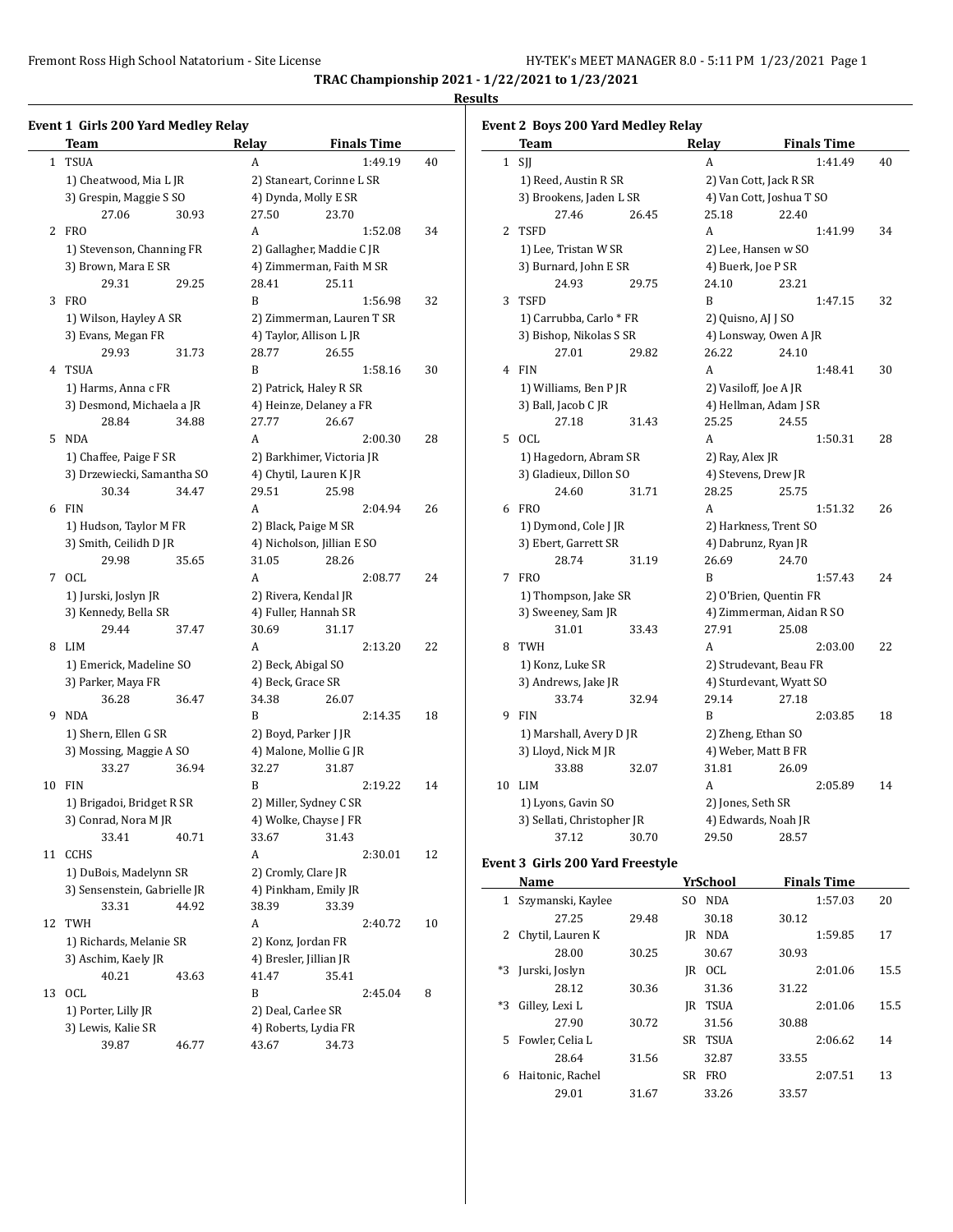TRAC Championship 2021 - 1/22/2021 to 1/23/2021

Results

## Event 1 Girls 200 Yard Medley Relay

| | Team | Relay | Finals Time | |
|---|---|---|---|---|
| 1 | TSUA | A | 1:49.19 | 40 |
| | 1) Cheatwood, Mia L JR | 2) Staneart, Corinne L SR | | |
| | 3) Grespin, Maggie S SO | 4) Dynda, Molly E SR | | |
| | 27.06 30.93 | 27.50 23.70 | | |
| 2 | FRO | A | 1:52.08 | 34 |
| | 1) Stevenson, Channing FR | 2) Gallagher, Maddie C JR | | |
| | 3) Brown, Mara E SR | 4) Zimmerman, Faith M SR | | |
| | 29.31 29.25 | 28.41 25.11 | | |
| 3 | FRO | B | 1:56.98 | 32 |
| | 1) Wilson, Hayley A SR | 2) Zimmerman, Lauren T SR | | |
| | 3) Evans, Megan FR | 4) Taylor, Allison L JR | | |
| | 29.93 31.73 | 28.77 26.55 | | |
| 4 | TSUA | B | 1:58.16 | 30 |
| | 1) Harms, Anna c FR | 2) Patrick, Haley R SR | | |
| | 3) Desmond, Michaela a JR | 4) Heinze, Delaney a FR | | |
| | 28.84 34.88 | 27.77 26.67 | | |
| 5 | NDA | A | 2:00.30 | 28 |
| | 1) Chaffee, Paige F SR | 2) Barkhimer, Victoria JR | | |
| | 3) Drzewiecki, Samantha SO | 4) Chytil, Lauren K JR | | |
| | 30.34 34.47 | 29.51 25.98 | | |
| 6 | FIN | A | 2:04.94 | 26 |
| | 1) Hudson, Taylor M FR | 2) Black, Paige M SR | | |
| | 3) Smith, Ceilidh D JR | 4) Nicholson, Jillian E SO | | |
| | 29.98 35.65 | 31.05 28.26 | | |
| 7 | OCL | A | 2:08.77 | 24 |
| | 1) Jurski, Joslyn JR | 2) Rivera, Kendal JR | | |
| | 3) Kennedy, Bella SR | 4) Fuller, Hannah SR | | |
| | 29.44 37.47 | 30.69 31.17 | | |
| 8 | LIM | A | 2:13.20 | 22 |
| | 1) Emerick, Madeline SO | 2) Beck, Abigal SO | | |
| | 3) Parker, Maya FR | 4) Beck, Grace SR | | |
| | 36.28 36.47 | 34.38 26.07 | | |
| 9 | NDA | B | 2:14.35 | 18 |
| | 1) Shern, Ellen G SR | 2) Boyd, Parker J JR | | |
| | 3) Mossing, Maggie A SO | 4) Malone, Mollie G JR | | |
| | 33.27 36.94 | 32.27 31.87 | | |
| 10 | FIN | B | 2:19.22 | 14 |
| | 1) Brigadoi, Bridget R SR | 2) Miller, Sydney C SR | | |
| | 3) Conrad, Nora M JR | 4) Wolke, Chayse J FR | | |
| | 33.41 40.71 | 33.67 31.43 | | |
| 11 | CCHS | A | 2:30.01 | 12 |
| | 1) DuBois, Madelynn SR | 2) Cromly, Clare JR | | |
| | 3) Sensenstein, Gabrielle JR | 4) Pinkham, Emily JR | | |
| | 33.31 44.92 | 38.39 33.39 | | |
| 12 | TWH | A | 2:40.72 | 10 |
| | 1) Richards, Melanie SR | 2) Konz, Jordan FR | | |
| | 3) Aschim, Kaely JR | 4) Bresler, Jillian JR | | |
| | 40.21 43.63 | 41.47 35.41 | | |
| 13 | OCL | B | 2:45.04 | 8 |
| | 1) Porter, Lilly JR | 2) Deal, Carlee SR | | |
| | 3) Lewis, Kalie SR | 4) Roberts, Lydia FR | | |
| | 39.87 46.77 | 43.67 34.73 | | |

## Event 2 Boys 200 Yard Medley Relay

| | Team | Relay | Finals Time | |
|---|---|---|---|---|
| 1 | SJJ | A | 1:41.49 | 40 |
| | 1) Reed, Austin R SR | 2) Van Cott, Jack R SR | | |
| | 3) Brookens, Jaden L SR | 4) Van Cott, Joshua T SO | | |
| | 27.46 26.45 | 25.18 22.40 | | |
| 2 | TSFD | A | 1:41.99 | 34 |
| | 1) Lee, Tristan W SR | 2) Lee, Hansen w SO | | |
| | 3) Burnard, John E SR | 4) Buerk, Joe P SR | | |
| | 24.93 29.75 | 24.10 23.21 | | |
| 3 | TSFD | B | 1:47.15 | 32 |
| | 1) Carrubba, Carlo * FR | 2) Quisno, AJ J SO | | |
| | 3) Bishop, Nikolas S SR | 4) Lonsway, Owen A JR | | |
| | 27.01 29.82 | 26.22 24.10 | | |
| 4 | FIN | A | 1:48.41 | 30 |
| | 1) Williams, Ben P JR | 2) Vasiloff, Joe A JR | | |
| | 3) Ball, Jacob C JR | 4) Hellman, Adam J SR | | |
| | 27.18 31.43 | 25.25 24.55 | | |
| 5 | OCL | A | 1:50.31 | 28 |
| | 1) Hagedorn, Abram SR | 2) Ray, Alex JR | | |
| | 3) Gladieux, Dillon SO | 4) Stevens, Drew JR | | |
| | 24.60 31.71 | 28.25 25.75 | | |
| 6 | FRO | A | 1:51.32 | 26 |
| | 1) Dymond, Cole J JR | 2) Harkness, Trent SO | | |
| | 3) Ebert, Garrett SR | 4) Dabrunz, Ryan JR | | |
| | 28.74 31.19 | 26.69 24.70 | | |
| 7 | FRO | B | 1:57.43 | 24 |
| | 1) Thompson, Jake SR | 2) O'Brien, Quentin FR | | |
| | 3) Sweeney, Sam JR | 4) Zimmerman, Aidan R SO | | |
| | 31.01 33.43 | 27.91 25.08 | | |
| 8 | TWH | A | 2:03.00 | 22 |
| | 1) Konz, Luke SR | 2) Strudevant, Beau FR | | |
| | 3) Andrews, Jake JR | 4) Sturdevant, Wyatt SO | | |
| | 33.74 32.94 | 29.14 27.18 | | |
| 9 | FIN | B | 2:03.85 | 18 |
| | 1) Marshall, Avery D JR | 2) Zheng, Ethan SO | | |
| | 3) Lloyd, Nick M JR | 4) Weber, Matt B FR | | |
| | 33.88 32.07 | 31.81 26.09 | | |
| 10 | LIM | A | 2:05.89 | 14 |
| | 1) Lyons, Gavin SO | 2) Jones, Seth SR | | |
| | 3) Sellati, Christopher JR | 4) Edwards, Noah JR | | |
| | 37.12 30.70 | 29.50 28.57 | | |

## Event 3 Girls 200 Yard Freestyle

| | Name | Yr | School | Finals Time | |
|---|---|---|---|---|---|
| 1 | Szymanski, Kaylee | SO | NDA | 1:57.03 | 20 |
| | 27.25 29.48 | | 30.18 | 30.12 | |
| 2 | Chytil, Lauren K | JR | NDA | 1:59.85 | 17 |
| | 28.00 30.25 | | 30.67 | 30.93 | |
| *3 | Jurski, Joslyn | JR | OCL | 2:01.06 | 15.5 |
| | 28.12 30.36 | | 31.36 | 31.22 | |
| *3 | Gilley, Lexi L | JR | TSUA | 2:01.06 | 15.5 |
| | 27.90 30.72 | | 31.56 | 30.88 | |
| 5 | Fowler, Celia L | SR | TSUA | 2:06.62 | 14 |
| | 28.64 31.56 | | 32.87 | 33.55 | |
| 6 | Haitonic, Rachel | SR | FRO | 2:07.51 | 13 |
| | 29.01 31.67 | | 33.26 | 33.57 | |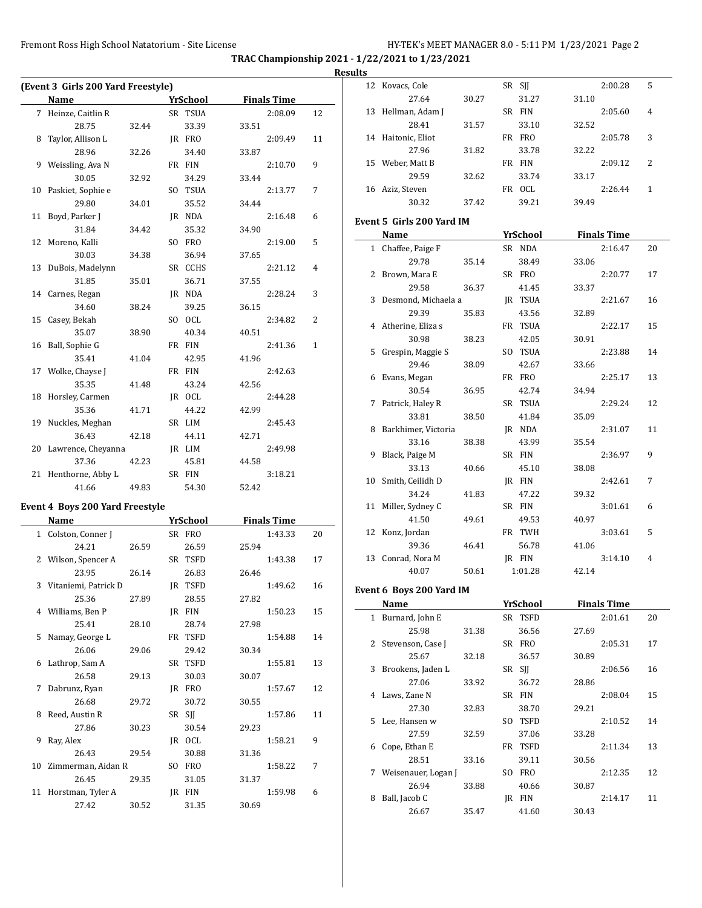TRAC Championship 2021 - 1/22/2021 to 1/23/2021

**Results**

### (Event 3 Girls 200 Yard Freestyle)

| | Name | | Yr | School | | Finals Time | |
|---|---|---|---|---|---|---|---|
| 7 | Heinze, Caitlin R | | SR | TSUA | | 2:08.09 | 12 |
| | 28.75 | 32.44 | | 33.39 | 33.51 | | |
| 8 | Taylor, Allison L | | JR | FRO | | 2:09.49 | 11 |
| | 28.96 | 32.26 | | 34.40 | 33.87 | | |
| 9 | Weissling, Ava N | | FR | FIN | | 2:10.70 | 9 |
| | 30.05 | 32.92 | | 34.29 | 33.44 | | |
| 10 | Paskiet, Sophie e | | SO | TSUA | | 2:13.77 | 7 |
| | 29.80 | 34.01 | | 35.52 | 34.44 | | |
| 11 | Boyd, Parker J | | JR | NDA | | 2:16.48 | 6 |
| | 31.84 | 34.42 | | 35.32 | 34.90 | | |
| 12 | Moreno, Kalli | | SO | FRO | | 2:19.00 | 5 |
| | 30.03 | 34.38 | | 36.94 | 37.65 | | |
| 13 | DuBois, Madelynn | | SR | CCHS | | 2:21.12 | 4 |
| | 31.85 | 35.01 | | 36.71 | 37.55 | | |
| 14 | Carnes, Regan | | JR | NDA | | 2:28.24 | 3 |
| | 34.60 | 38.24 | | 39.25 | 36.15 | | |
| 15 | Casey, Bekah | | SO | OCL | | 2:34.82 | 2 |
| | 35.07 | 38.90 | | 40.34 | 40.51 | | |
| 16 | Ball, Sophie G | | FR | FIN | | 2:41.36 | 1 |
| | 35.41 | 41.04 | | 42.95 | 41.96 | | |
| 17 | Wolke, Chayse J | | FR | FIN | | 2:42.63 | |
| | 35.35 | 41.48 | | 43.24 | 42.56 | | |
| 18 | Horsley, Carmen | | JR | OCL | | 2:44.28 | |
| | 35.36 | 41.71 | | 44.22 | 42.99 | | |
| 19 | Nuckles, Meghan | | SR | LIM | | 2:45.43 | |
| | 36.43 | 42.18 | | 44.11 | 42.71 | | |
| 20 | Lawrence, Cheyanna | | JR | LIM | | 2:49.98 | |
| | 37.36 | 42.23 | | 45.81 | 44.58 | | |
| 21 | Henthorne, Abby L | | SR | FIN | | 3:18.21 | |
| | 41.66 | 49.83 | | 54.30 | 52.42 | | |

### Event 4 Boys 200 Yard Freestyle

| | Name | | Yr | School | | Finals Time | |
|---|---|---|---|---|---|---|---|
| 1 | Colston, Conner J | | SR | FRO | | 1:43.33 | 20 |
| | 24.21 | 26.59 | | 26.59 | 25.94 | | |
| 2 | Wilson, Spencer A | | SR | TSFD | | 1:43.38 | 17 |
| | 23.95 | 26.14 | | 26.83 | 26.46 | | |
| 3 | Vitaniemi, Patrick D | | JR | TSFD | | 1:49.62 | 16 |
| | 25.36 | 27.89 | | 28.55 | 27.82 | | |
| 4 | Williams, Ben P | | JR | FIN | | 1:50.23 | 15 |
| | 25.41 | 28.10 | | 28.74 | 27.98 | | |
| 5 | Namay, George L | | FR | TSFD | | 1:54.88 | 14 |
| | 26.06 | 29.06 | | 29.42 | 30.34 | | |
| 6 | Lathrop, Sam A | | SR | TSFD | | 1:55.81 | 13 |
| | 26.58 | 29.13 | | 30.03 | 30.07 | | |
| 7 | Dabrunz, Ryan | | JR | FRO | | 1:57.67 | 12 |
| | 26.68 | 29.72 | | 30.72 | 30.55 | | |
| 8 | Reed, Austin R | | SR | SJJ | | 1:57.86 | 11 |
| | 27.86 | 30.23 | | 30.54 | 29.23 | | |
| 9 | Ray, Alex | | JR | OCL | | 1:58.21 | 9 |
| | 26.43 | 29.54 | | 30.88 | 31.36 | | |
| 10 | Zimmerman, Aidan R | | SO | FRO | | 1:58.22 | 7 |
| | 26.45 | 29.35 | | 31.05 | 31.37 | | |
| 11 | Horstman, Tyler A | | JR | FIN | | 1:59.98 | 6 |
| | 27.42 | 30.52 | | 31.35 | 30.69 | | |
| 12 | Kovacs, Cole | | SR | SJJ | | 2:00.28 | 5 |
| | 27.64 | 30.27 | | 31.27 | 31.10 | | |
| 13 | Hellman, Adam J | | SR | FIN | | 2:05.60 | 4 |
| | 28.41 | 31.57 | | 33.10 | 32.52 | | |
| 14 | Haitonic, Eliot | | FR | FRO | | 2:05.78 | 3 |
| | 27.96 | 31.82 | | 33.78 | 32.22 | | |
| 15 | Weber, Matt B | | FR | FIN | | 2:09.12 | 2 |
| | 29.59 | 32.62 | | 33.74 | 33.17 | | |
| 16 | Aziz, Steven | | FR | OCL | | 2:26.44 | 1 |
| | 30.32 | 37.42 | | 39.21 | 39.49 | | |

### Event 5 Girls 200 Yard IM

| | Name | | Yr | School | | Finals Time | |
|---|---|---|---|---|---|---|---|
| 1 | Chaffee, Paige F | | SR | NDA | | 2:16.47 | 20 |
| | 29.78 | 35.14 | | 38.49 | 33.06 | | |
| 2 | Brown, Mara E | | SR | FRO | | 2:20.77 | 17 |
| | 29.58 | 36.37 | | 41.45 | 33.37 | | |
| 3 | Desmond, Michaela a | | JR | TSUA | | 2:21.67 | 16 |
| | 29.39 | 35.83 | | 43.56 | 32.89 | | |
| 4 | Atherine, Eliza s | | FR | TSUA | | 2:22.17 | 15 |
| | 30.98 | 38.23 | | 42.05 | 30.91 | | |
| 5 | Grespin, Maggie S | | SO | TSUA | | 2:23.88 | 14 |
| | 29.46 | 38.09 | | 42.67 | 33.66 | | |
| 6 | Evans, Megan | | FR | FRO | | 2:25.17 | 13 |
| | 30.54 | 36.95 | | 42.74 | 34.94 | | |
| 7 | Patrick, Haley R | | SR | TSUA | | 2:29.24 | 12 |
| | 33.81 | 38.50 | | 41.84 | 35.09 | | |
| 8 | Barkhimer, Victoria | | JR | NDA | | 2:31.07 | 11 |
| | 33.16 | 38.38 | | 43.99 | 35.54 | | |
| 9 | Black, Paige M | | SR | FIN | | 2:36.97 | 9 |
| | 33.13 | 40.66 | | 45.10 | 38.08 | | |
| 10 | Smith, Ceilidh D | | JR | FIN | | 2:42.61 | 7 |
| | 34.24 | 41.83 | | 47.22 | 39.32 | | |
| 11 | Miller, Sydney C | | SR | FIN | | 3:01.61 | 6 |
| | 41.50 | 49.61 | | 49.53 | 40.97 | | |
| 12 | Konz, Jordan | | FR | TWH | | 3:03.61 | 5 |
| | 39.36 | 46.41 | | 56.78 | 41.06 | | |
| 13 | Conrad, Nora M | | JR | FIN | | 3:14.10 | 4 |
| | 40.07 | 50.61 | | 1:01.28 | 42.14 | | |

### Event 6 Boys 200 Yard IM

| | Name | | Yr | School | | Finals Time | |
|---|---|---|---|---|---|---|---|
| 1 | Burnard, John E | | SR | TSFD | | 2:01.61 | 20 |
| | 25.98 | 31.38 | | 36.56 | 27.69 | | |
| 2 | Stevenson, Case J | | SR | FRO | | 2:05.31 | 17 |
| | 25.67 | 32.18 | | 36.57 | 30.89 | | |
| 3 | Brookens, Jaden L | | SR | SJJ | | 2:06.56 | 16 |
| | 27.06 | 33.92 | | 36.72 | 28.86 | | |
| 4 | Laws, Zane N | | SR | FIN | | 2:08.04 | 15 |
| | 27.30 | 32.83 | | 38.70 | 29.21 | | |
| 5 | Lee, Hansen w | | SO | TSFD | | 2:10.52 | 14 |
| | 27.59 | 32.59 | | 37.06 | 33.28 | | |
| 6 | Cope, Ethan E | | FR | TSFD | | 2:11.34 | 13 |
| | 28.51 | 33.16 | | 39.11 | 30.56 | | |
| 7 | Weisenauer, Logan J | | SO | FRO | | 2:12.35 | 12 |
| | 26.94 | 33.88 | | 40.66 | 30.87 | | |
| 8 | Ball, Jacob C | | JR | FIN | | 2:14.17 | 11 |
| | 26.67 | 35.47 | | 41.60 | 30.43 | | |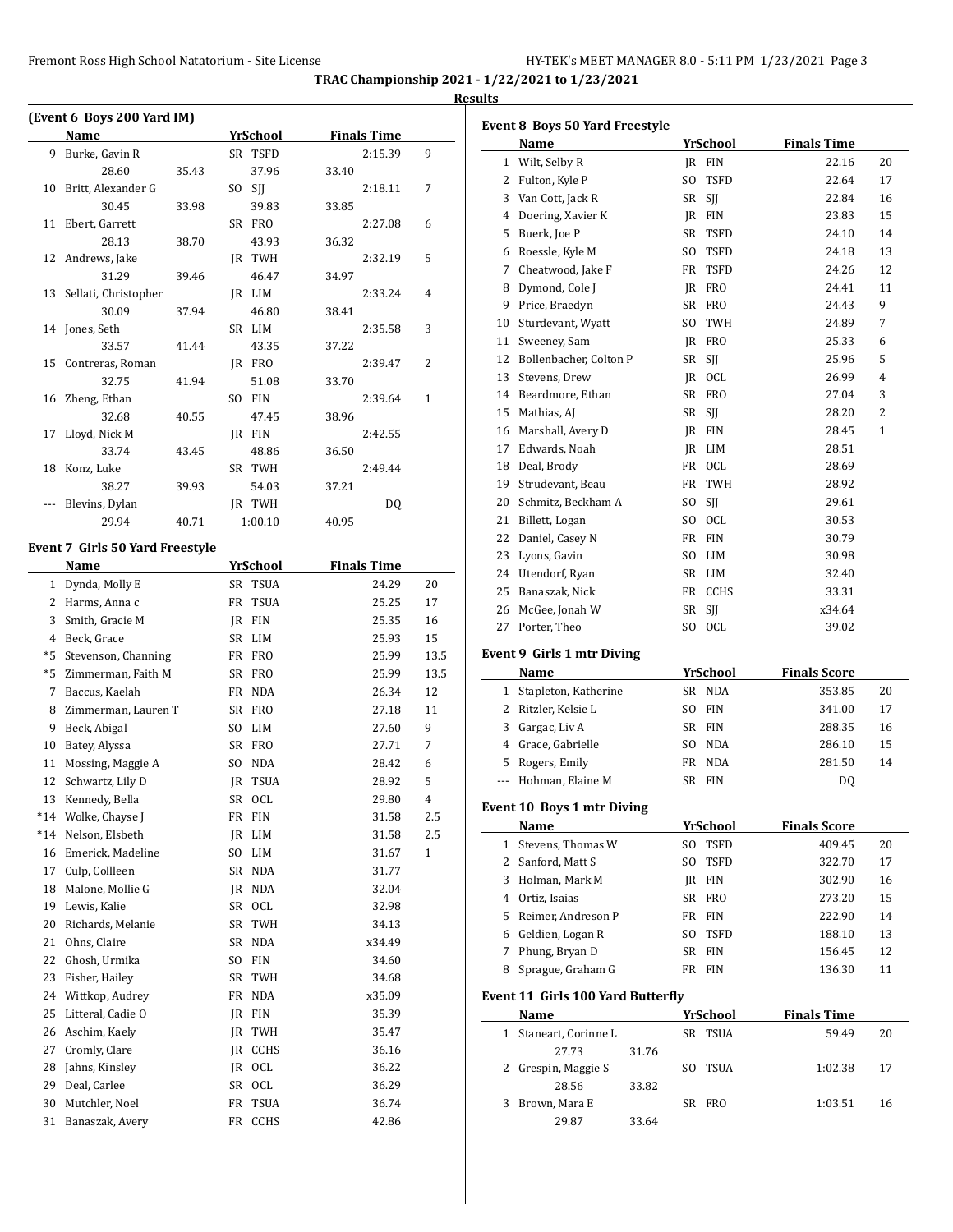TRAC Championship 2021 - 1/22/2021 to 1/23/2021

Results

### (Event 6 Boys 200 Yard IM)

| | Name | Yr | School | Finals Time | |
|---|---|---|---|---|---|
| 9 | Burke, Gavin R | SR | TSFD | 2:15.39 | 9 |
| | 28.60 35.43 37.96 33.40 | | | | |
| 10 | Britt, Alexander G | SO | SJJ | 2:18.11 | 7 |
| | 30.45 33.98 39.83 33.85 | | | | |
| 11 | Ebert, Garrett | SR | FRO | 2:27.08 | 6 |
| | 28.13 38.70 43.93 36.32 | | | | |
| 12 | Andrews, Jake | JR | TWH | 2:32.19 | 5 |
| | 31.29 39.46 46.47 34.97 | | | | |
| 13 | Sellati, Christopher | JR | LIM | 2:33.24 | 4 |
| | 30.09 37.94 46.80 38.41 | | | | |
| 14 | Jones, Seth | SR | LIM | 2:35.58 | 3 |
| | 33.57 41.44 43.35 37.22 | | | | |
| 15 | Contreras, Roman | JR | FRO | 2:39.47 | 2 |
| | 32.75 41.94 51.08 33.70 | | | | |
| 16 | Zheng, Ethan | SO | FIN | 2:39.64 | 1 |
| | 32.68 40.55 47.45 38.96 | | | | |
| 17 | Lloyd, Nick M | JR | FIN | 2:42.55 | |
| | 33.74 43.45 48.86 36.50 | | | | |
| 18 | Konz, Luke | SR | TWH | 2:49.44 | |
| | 38.27 39.93 54.03 37.21 | | | | |
| --- | Blevins, Dylan | JR | TWH | DQ | |
| | 29.94 40.71 1:00.10 40.95 | | | | |

### Event 7 Girls 50 Yard Freestyle

| | Name | Yr | School | Finals Time | |
|---|---|---|---|---|---|
| 1 | Dynda, Molly E | SR | TSUA | 24.29 | 20 |
| 2 | Harms, Anna c | FR | TSUA | 25.25 | 17 |
| 3 | Smith, Gracie M | JR | FIN | 25.35 | 16 |
| 4 | Beck, Grace | SR | LIM | 25.93 | 15 |
| *5 | Stevenson, Channing | FR | FRO | 25.99 | 13.5 |
| *5 | Zimmerman, Faith M | SR | FRO | 25.99 | 13.5 |
| 7 | Baccus, Kaelah | FR | NDA | 26.34 | 12 |
| 8 | Zimmerman, Lauren T | SR | FRO | 27.18 | 11 |
| 9 | Beck, Abigal | SO | LIM | 27.60 | 9 |
| 10 | Batey, Alyssa | SR | FRO | 27.71 | 7 |
| 11 | Mossing, Maggie A | SO | NDA | 28.42 | 6 |
| 12 | Schwartz, Lily D | JR | TSUA | 28.92 | 5 |
| 13 | Kennedy, Bella | SR | OCL | 29.80 | 4 |
| *14 | Wolke, Chayse J | FR | FIN | 31.58 | 2.5 |
| *14 | Nelson, Elsbeth | JR | LIM | 31.58 | 2.5 |
| 16 | Emerick, Madeline | SO | LIM | 31.67 | 1 |
| 17 | Culp, Collleen | SR | NDA | 31.77 | |
| 18 | Malone, Mollie G | JR | NDA | 32.04 | |
| 19 | Lewis, Kalie | SR | OCL | 32.98 | |
| 20 | Richards, Melanie | SR | TWH | 34.13 | |
| 21 | Ohns, Claire | SR | NDA | x34.49 | |
| 22 | Ghosh, Urmika | SO | FIN | 34.60 | |
| 23 | Fisher, Hailey | SR | TWH | 34.68 | |
| 24 | Wittkop, Audrey | FR | NDA | x35.09 | |
| 25 | Litteral, Cadie O | JR | FIN | 35.39 | |
| 26 | Aschim, Kaely | JR | TWH | 35.47 | |
| 27 | Cromly, Clare | JR | CCHS | 36.16 | |
| 28 | Jahns, Kinsley | JR | OCL | 36.22 | |
| 29 | Deal, Carlee | SR | OCL | 36.29 | |
| 30 | Mutchler, Noel | FR | TSUA | 36.74 | |
| 31 | Banaszak, Avery | FR | CCHS | 42.86 | |

### Event 8 Boys 50 Yard Freestyle

| | Name | Yr | School | Finals Time | |
|---|---|---|---|---|---|
| 1 | Wilt, Selby R | JR | FIN | 22.16 | 20 |
| 2 | Fulton, Kyle P | SO | TSFD | 22.64 | 17 |
| 3 | Van Cott, Jack R | SR | SJJ | 22.84 | 16 |
| 4 | Doering, Xavier K | JR | FIN | 23.83 | 15 |
| 5 | Buerk, Joe P | SR | TSFD | 24.10 | 14 |
| 6 | Roessle, Kyle M | SO | TSFD | 24.18 | 13 |
| 7 | Cheatwood, Jake F | FR | TSFD | 24.26 | 12 |
| 8 | Dymond, Cole J | JR | FRO | 24.41 | 11 |
| 9 | Price, Braedyn | SR | FRO | 24.43 | 9 |
| 10 | Sturdevant, Wyatt | SO | TWH | 24.89 | 7 |
| 11 | Sweeney, Sam | JR | FRO | 25.33 | 6 |
| 12 | Bollenbacher, Colton P | SR | SJJ | 25.96 | 5 |
| 13 | Stevens, Drew | JR | OCL | 26.99 | 4 |
| 14 | Beardmore, Ethan | SR | FRO | 27.04 | 3 |
| 15 | Mathias, AJ | SR | SJJ | 28.20 | 2 |
| 16 | Marshall, Avery D | JR | FIN | 28.45 | 1 |
| 17 | Edwards, Noah | JR | LIM | 28.51 | |
| 18 | Deal, Brody | FR | OCL | 28.69 | |
| 19 | Strudevant, Beau | FR | TWH | 28.92 | |
| 20 | Schmitz, Beckham A | SO | SJJ | 29.61 | |
| 21 | Billett, Logan | SO | OCL | 30.53 | |
| 22 | Daniel, Casey N | FR | FIN | 30.79 | |
| 23 | Lyons, Gavin | SO | LIM | 30.98 | |
| 24 | Utendorf, Ryan | SR | LIM | 32.40 | |
| 25 | Banaszak, Nick | FR | CCHS | 33.31 | |
| 26 | McGee, Jonah W | SR | SJJ | x34.64 | |
| 27 | Porter, Theo | SO | OCL | 39.02 | |

### Event 9 Girls 1 mtr Diving

| | Name | Yr | School | Finals Score | |
|---|---|---|---|---|---|
| 1 | Stapleton, Katherine | SR | NDA | 353.85 | 20 |
| 2 | Ritzler, Kelsie L | SO | FIN | 341.00 | 17 |
| 3 | Gargac, Liv A | SR | FIN | 288.35 | 16 |
| 4 | Grace, Gabrielle | SO | NDA | 286.10 | 15 |
| 5 | Rogers, Emily | FR | NDA | 281.50 | 14 |
| --- | Hohman, Elaine M | SR | FIN | DQ | |

### Event 10 Boys 1 mtr Diving

| | Name | Yr | School | Finals Score | |
|---|---|---|---|---|---|
| 1 | Stevens, Thomas W | SO | TSFD | 409.45 | 20 |
| 2 | Sanford, Matt S | SO | TSFD | 322.70 | 17 |
| 3 | Holman, Mark M | JR | FIN | 302.90 | 16 |
| 4 | Ortiz, Isaias | SR | FRO | 273.20 | 15 |
| 5 | Reimer, Andreson P | FR | FIN | 222.90 | 14 |
| 6 | Geldien, Logan R | SO | TSFD | 188.10 | 13 |
| 7 | Phung, Bryan D | SR | FIN | 156.45 | 12 |
| 8 | Sprague, Graham G | FR | FIN | 136.30 | 11 |

### Event 11 Girls 100 Yard Butterfly

| | Name | Yr | School | Finals Time | |
|---|---|---|---|---|---|
| 1 | Staneart, Corinne L | SR | TSUA | 59.49 | 20 |
| | 27.73 31.76 | | | | |
| 2 | Grespin, Maggie S | SO | TSUA | 1:02.38 | 17 |
| | 28.56 33.82 | | | | |
| 3 | Brown, Mara E | SR | FRO | 1:03.51 | 16 |
| | 29.87 33.64 | | | | |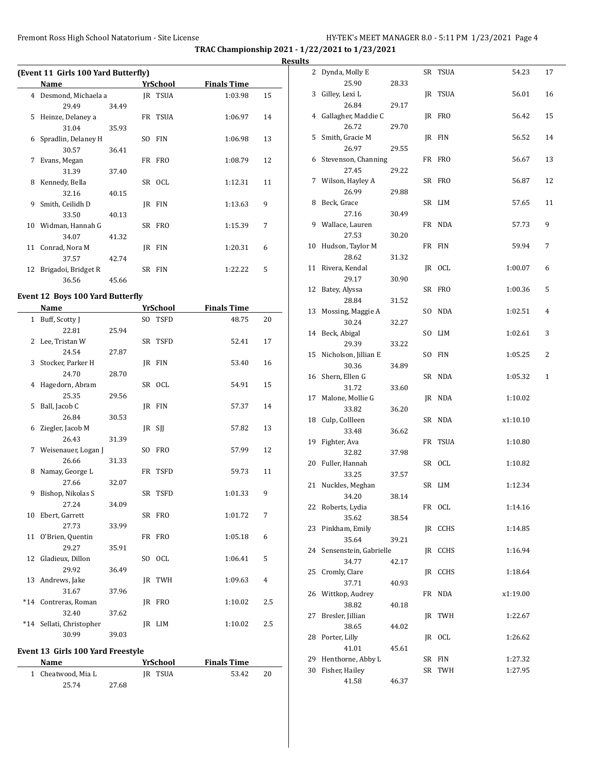**TRAC Championship 2021 - 1/22/2021 to 1/23/2021**

**Results**

### (Event 11 Girls 100 Yard Butterfly)

| | Name | | Yr | School | Finals Time | |
|---|---|---|---|---|---|---|
| 4 | Desmond, Michaela a | | JR | TSUA | 1:03.98 | 15 |
| | 29.49 | 34.49 | | | | |
| 5 | Heinze, Delaney a | | FR | TSUA | 1:06.97 | 14 |
| | 31.04 | 35.93 | | | | |
| 6 | Spradlin, Delaney H | | SO | FIN | 1:06.98 | 13 |
| | 30.57 | 36.41 | | | | |
| 7 | Evans, Megan | | FR | FRO | 1:08.79 | 12 |
| | 31.39 | 37.40 | | | | |
| 8 | Kennedy, Bella | | SR | OCL | 1:12.31 | 11 |
| | 32.16 | 40.15 | | | | |
| 9 | Smith, Ceilidh D | | JR | FIN | 1:13.63 | 9 |
| | 33.50 | 40.13 | | | | |
| 10 | Widman, Hannah G | | SR | FRO | 1:15.39 | 7 |
| | 34.07 | 41.32 | | | | |
| 11 | Conrad, Nora M | | JR | FIN | 1:20.31 | 6 |
| | 37.57 | 42.74 | | | | |
| 12 | Brigadoi, Bridget R | | SR | FIN | 1:22.22 | 5 |
| | 36.56 | 45.66 | | | | |

### Event 12 Boys 100 Yard Butterfly

| | Name | | Yr | School | Finals Time | |
|---|---|---|---|---|---|---|
| 1 | Buff, Scotty J | | SO | TSFD | 48.75 | 20 |
| | 22.81 | 25.94 | | | | |
| 2 | Lee, Tristan W | | SR | TSFD | 52.41 | 17 |
| | 24.54 | 27.87 | | | | |
| 3 | Stocker, Parker H | | JR | FIN | 53.40 | 16 |
| | 24.70 | 28.70 | | | | |
| 4 | Hagedorn, Abram | | SR | OCL | 54.91 | 15 |
| | 25.35 | 29.56 | | | | |
| 5 | Ball, Jacob C | | JR | FIN | 57.37 | 14 |
| | 26.84 | 30.53 | | | | |
| 6 | Ziegler, Jacob M | | JR | SJJ | 57.82 | 13 |
| | 26.43 | 31.39 | | | | |
| 7 | Weisenauer, Logan J | | SO | FRO | 57.99 | 12 |
| | 26.66 | 31.33 | | | | |
| 8 | Namay, George L | | FR | TSFD | 59.73 | 11 |
| | 27.66 | 32.07 | | | | |
| 9 | Bishop, Nikolas S | | SR | TSFD | 1:01.33 | 9 |
| | 27.24 | 34.09 | | | | |
| 10 | Ebert, Garrett | | SR | FRO | 1:01.72 | 7 |
| | 27.73 | 33.99 | | | | |
| 11 | O'Brien, Quentin | | FR | FRO | 1:05.18 | 6 |
| | 29.27 | 35.91 | | | | |
| 12 | Gladieux, Dillon | | SO | OCL | 1:06.41 | 5 |
| | 29.92 | 36.49 | | | | |
| 13 | Andrews, Jake | | JR | TWH | 1:09.63 | 4 |
| | 31.67 | 37.96 | | | | |
| *14 | Contreras, Roman | | JR | FRO | 1:10.02 | 2.5 |
| | 32.40 | 37.62 | | | | |
| *14 | Sellati, Christopher | | JR | LIM | 1:10.02 | 2.5 |
| | 30.99 | 39.03 | | | | |

### Event 13 Girls 100 Yard Freestyle

| | Name | | Yr | School | Finals Time | |
|---|---|---|---|---|---|---|
| 1 | Cheatwood, Mia L | | JR | TSUA | 53.42 | 20 |
| | 25.74 | 27.68 | | | | |
| 2 | Dynda, Molly E | | SR | TSUA | 54.23 | 17 |
| | 25.90 | 28.33 | | | | |
| 3 | Gilley, Lexi L | | JR | TSUA | 56.01 | 16 |
| | 26.84 | 29.17 | | | | |
| 4 | Gallagher, Maddie C | | JR | FRO | 56.42 | 15 |
| | 26.72 | 29.70 | | | | |
| 5 | Smith, Gracie M | | JR | FIN | 56.52 | 14 |
| | 26.97 | 29.55 | | | | |
| 6 | Stevenson, Channing | | FR | FRO | 56.67 | 13 |
| | 27.45 | 29.22 | | | | |
| 7 | Wilson, Hayley A | | SR | FRO | 56.87 | 12 |
| | 26.99 | 29.88 | | | | |
| 8 | Beck, Grace | | SR | LIM | 57.65 | 11 |
| | 27.16 | 30.49 | | | | |
| 9 | Wallace, Lauren | | FR | NDA | 57.73 | 9 |
| | 27.53 | 30.20 | | | | |
| 10 | Hudson, Taylor M | | FR | FIN | 59.94 | 7 |
| | 28.62 | 31.32 | | | | |
| 11 | Rivera, Kendal | | JR | OCL | 1:00.07 | 6 |
| | 29.17 | 30.90 | | | | |
| 12 | Batey, Alyssa | | SR | FRO | 1:00.36 | 5 |
| | 28.84 | 31.52 | | | | |
| 13 | Mossing, Maggie A | | SO | NDA | 1:02.51 | 4 |
| | 30.24 | 32.27 | | | | |
| 14 | Beck, Abigal | | SO | LIM | 1:02.61 | 3 |
| | 29.39 | 33.22 | | | | |
| 15 | Nicholson, Jillian E | | SO | FIN | 1:05.25 | 2 |
| | 30.36 | 34.89 | | | | |
| 16 | Shern, Ellen G | | SR | NDA | 1:05.32 | 1 |
| | 31.72 | 33.60 | | | | |
| 17 | Malone, Mollie G | | JR | NDA | 1:10.02 | |
| | 33.82 | 36.20 | | | | |
| 18 | Culp, Collleen | | SR | NDA | x1:10.10 | |
| | 33.48 | 36.62 | | | | |
| 19 | Fighter, Ava | | FR | TSUA | 1:10.80 | |
| | 32.82 | 37.98 | | | | |
| 20 | Fuller, Hannah | | SR | OCL | 1:10.82 | |
| | 33.25 | 37.57 | | | | |
| 21 | Nuckles, Meghan | | SR | LIM | 1:12.34 | |
| | 34.20 | 38.14 | | | | |
| 22 | Roberts, Lydia | | FR | OCL | 1:14.16 | |
| | 35.62 | 38.54 | | | | |
| 23 | Pinkham, Emily | | JR | CCHS | 1:14.85 | |
| | 35.64 | 39.21 | | | | |
| 24 | Sensenstein, Gabrielle | | JR | CCHS | 1:16.94 | |
| | 34.77 | 42.17 | | | | |
| 25 | Cromly, Clare | | JR | CCHS | 1:18.64 | |
| | 37.71 | 40.93 | | | | |
| 26 | Wittkop, Audrey | | FR | NDA | x1:19.00 | |
| | 38.82 | 40.18 | | | | |
| 27 | Bresler, Jillian | | JR | TWH | 1:22.67 | |
| | 38.65 | 44.02 | | | | |
| 28 | Porter, Lilly | | JR | OCL | 1:26.62 | |
| | 41.01 | 45.61 | | | | |
| 29 | Henthorne, Abby L | | SR | FIN | 1:27.32 | |
| 30 | Fisher, Hailey | | SR | TWH | 1:27.95 | |
| | 41.58 | 46.37 | | | | |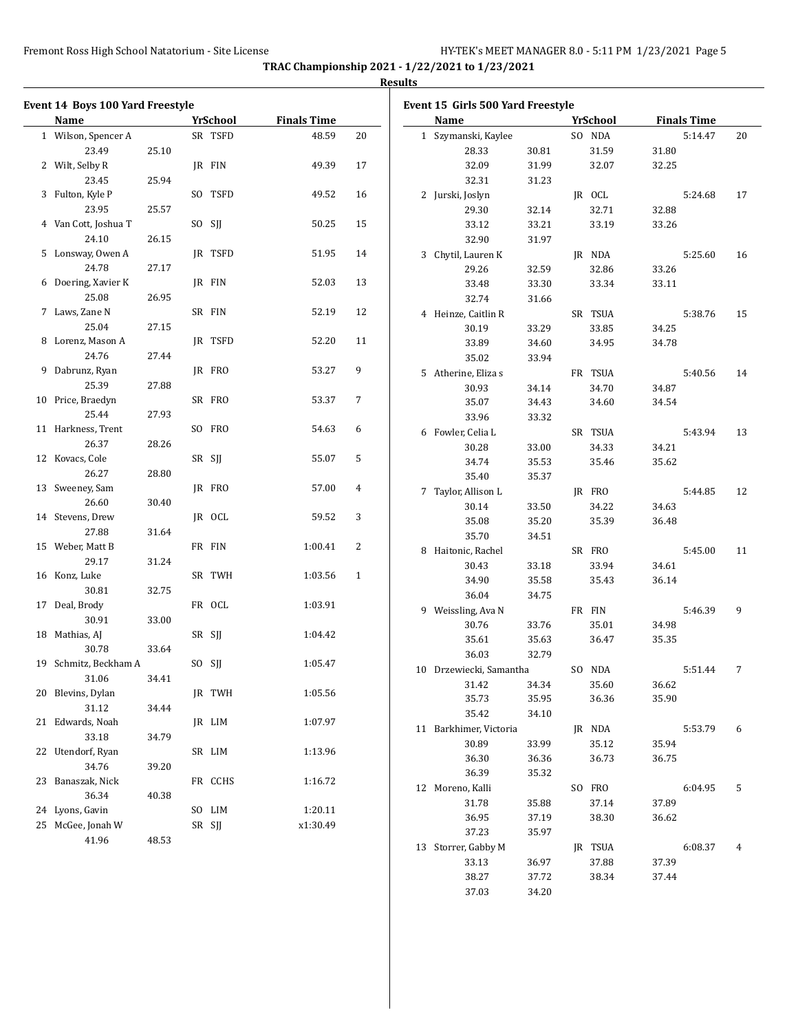**TRAC Championship 2021 - 1/22/2021 to 1/23/2021**

**Results**

### Event 14 Boys 100 Yard Freestyle

| | Name | Yr | School | Finals Time | Points |
|---|---|---|---|---|---|
| 1 | Wilson, Spencer A | SR | TSFD | 48.59 | 20 |
| | 23.49 25.10 | | | | |
| 2 | Wilt, Selby R | JR | FIN | 49.39 | 17 |
| | 23.45 25.94 | | | | |
| 3 | Fulton, Kyle P | SO | TSFD | 49.52 | 16 |
| | 23.95 25.57 | | | | |
| 4 | Van Cott, Joshua T | SO | SJJ | 50.25 | 15 |
| | 24.10 26.15 | | | | |
| 5 | Lonsway, Owen A | JR | TSFD | 51.95 | 14 |
| | 24.78 27.17 | | | | |
| 6 | Doering, Xavier K | JR | FIN | 52.03 | 13 |
| | 25.08 26.95 | | | | |
| 7 | Laws, Zane N | SR | FIN | 52.19 | 12 |
| | 25.04 27.15 | | | | |
| 8 | Lorenz, Mason A | JR | TSFD | 52.20 | 11 |
| | 24.76 27.44 | | | | |
| 9 | Dabrunz, Ryan | JR | FRO | 53.27 | 9 |
| | 25.39 27.88 | | | | |
| 10 | Price, Braedyn | SR | FRO | 53.37 | 7 |
| | 25.44 27.93 | | | | |
| 11 | Harkness, Trent | SO | FRO | 54.63 | 6 |
| | 26.37 28.26 | | | | |
| 12 | Kovacs, Cole | SR | SJJ | 55.07 | 5 |
| | 26.27 28.80 | | | | |
| 13 | Sweeney, Sam | JR | FRO | 57.00 | 4 |
| | 26.60 30.40 | | | | |
| 14 | Stevens, Drew | JR | OCL | 59.52 | 3 |
| | 27.88 31.64 | | | | |
| 15 | Weber, Matt B | FR | FIN | 1:00.41 | 2 |
| | 29.17 31.24 | | | | |
| 16 | Konz, Luke | SR | TWH | 1:03.56 | 1 |
| | 30.81 32.75 | | | | |
| 17 | Deal, Brody | FR | OCL | 1:03.91 | |
| | 30.91 33.00 | | | | |
| 18 | Mathias, AJ | SR | SJJ | 1:04.42 | |
| | 30.78 33.64 | | | | |
| 19 | Schmitz, Beckham A | SO | SJJ | 1:05.47 | |
| | 31.06 34.41 | | | | |
| 20 | Blevins, Dylan | JR | TWH | 1:05.56 | |
| | 31.12 34.44 | | | | |
| 21 | Edwards, Noah | JR | LIM | 1:07.97 | |
| | 33.18 34.79 | | | | |
| 22 | Utendorf, Ryan | SR | LIM | 1:13.96 | |
| | 34.76 39.20 | | | | |
| 23 | Banaszak, Nick | FR | CCHS | 1:16.72 | |
| | 36.34 40.38 | | | | |
| 24 | Lyons, Gavin | SO | LIM | 1:20.11 | |
| 25 | McGee, Jonah W | SR | SJJ | x1:30.49 | |
| | 41.96 48.53 | | | | |

### Event 15 Girls 500 Yard Freestyle

| | Name | Yr | School | Finals Time | Points |
|---|---|---|---|---|---|
| 1 | Szymanski, Kaylee | SO | NDA | 5:14.47 | 20 |
| | 28.33 30.81 31.59 31.80 | | | | |
| | 32.09 31.99 32.07 32.25 | | | | |
| | 32.31 31.23 | | | | |
| 2 | Jurski, Joslyn | JR | OCL | 5:24.68 | 17 |
| | 29.30 32.14 32.71 32.88 | | | | |
| | 33.12 33.21 33.19 33.26 | | | | |
| | 32.90 31.97 | | | | |
| 3 | Chytil, Lauren K | JR | NDA | 5:25.60 | 16 |
| | 29.26 32.59 32.86 33.26 | | | | |
| | 33.48 33.30 33.34 33.11 | | | | |
| | 32.74 31.66 | | | | |
| 4 | Heinze, Caitlin R | SR | TSUA | 5:38.76 | 15 |
| | 30.19 33.29 33.85 34.25 | | | | |
| | 33.89 34.60 34.95 34.78 | | | | |
| | 35.02 33.94 | | | | |
| 5 | Atherine, Eliza s | FR | TSUA | 5:40.56 | 14 |
| | 30.93 34.14 34.70 34.87 | | | | |
| | 35.07 34.43 34.60 34.54 | | | | |
| | 33.96 33.32 | | | | |
| 6 | Fowler, Celia L | SR | TSUA | 5:43.94 | 13 |
| | 30.28 33.00 34.33 34.21 | | | | |
| | 34.74 35.53 35.46 35.62 | | | | |
| | 35.40 35.37 | | | | |
| 7 | Taylor, Allison L | JR | FRO | 5:44.85 | 12 |
| | 30.14 33.50 34.22 34.63 | | | | |
| | 35.08 35.20 35.39 36.48 | | | | |
| | 35.70 34.51 | | | | |
| 8 | Haitonic, Rachel | SR | FRO | 5:45.00 | 11 |
| | 30.43 33.18 33.94 34.61 | | | | |
| | 34.90 35.58 35.43 36.14 | | | | |
| | 36.04 34.75 | | | | |
| 9 | Weissling, Ava N | FR | FIN | 5:46.39 | 9 |
| | 30.76 33.76 35.01 34.98 | | | | |
| | 35.61 35.63 36.47 35.35 | | | | |
| | 36.03 32.79 | | | | |
| 10 | Drzewiecki, Samantha | SO | NDA | 5:51.44 | 7 |
| | 31.42 34.34 35.60 36.62 | | | | |
| | 35.73 35.95 36.36 35.90 | | | | |
| | 35.42 34.10 | | | | |
| 11 | Barkhimer, Victoria | JR | NDA | 5:53.79 | 6 |
| | 30.89 33.99 35.12 35.94 | | | | |
| | 36.30 36.36 36.73 36.75 | | | | |
| | 36.39 35.32 | | | | |
| 12 | Moreno, Kalli | SO | FRO | 6:04.95 | 5 |
| | 31.78 35.88 37.14 37.89 | | | | |
| | 36.95 37.19 38.30 36.62 | | | | |
| | 37.23 35.97 | | | | |
| 13 | Storrer, Gabby M | JR | TSUA | 6:08.37 | 4 |
| | 33.13 36.97 37.88 37.39 | | | | |
| | 38.27 37.72 38.34 37.44 | | | | |
| | 37.03 34.20 | | | | |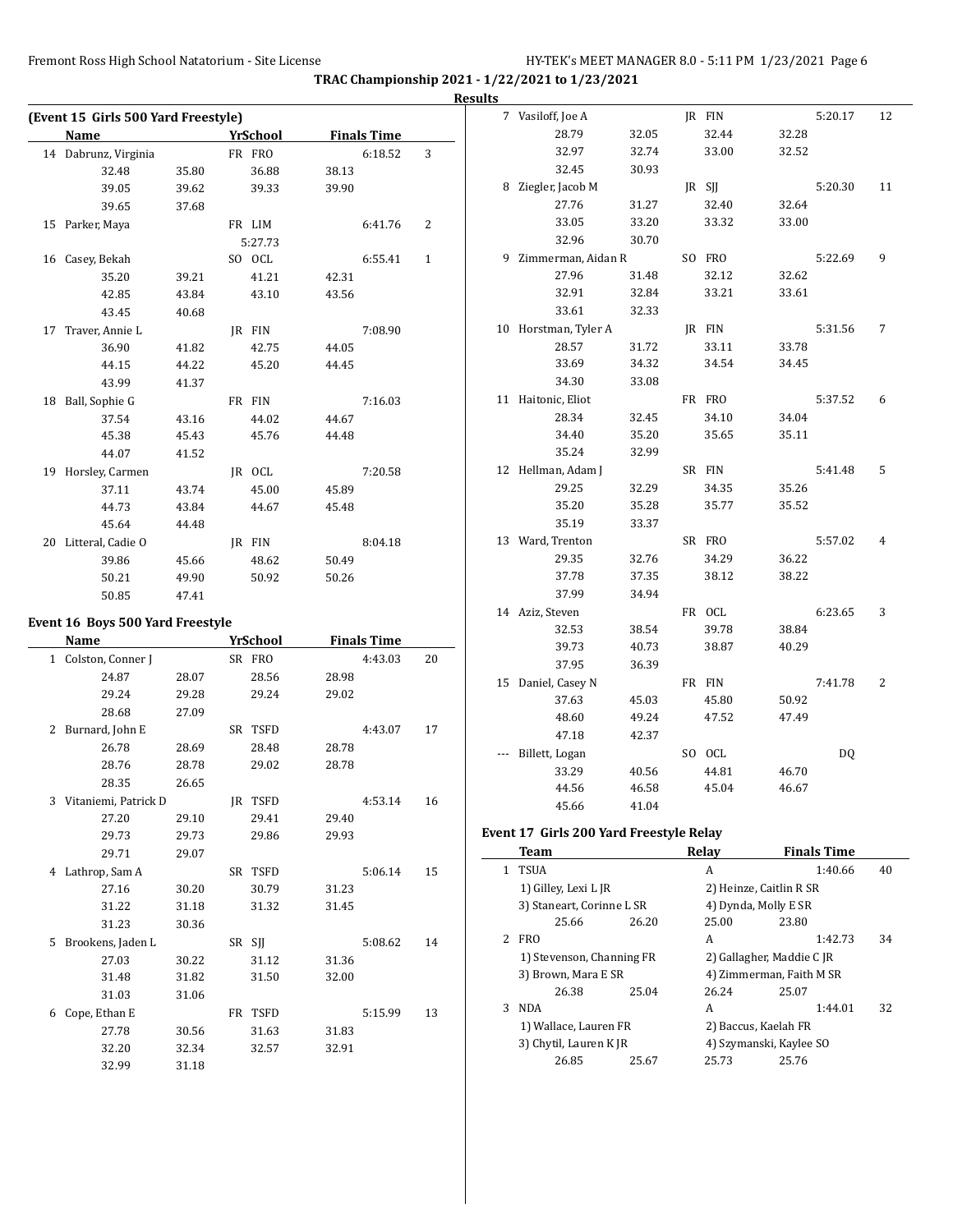**TRAC Championship 2021 - 1/22/2021 to 1/23/2021**

**Results**

### (Event 15 Girls 500 Yard Freestyle)

| | Name | Yr | School | Finals Time | Points |
|---|---|---|---|---|---|
| 14 | Dabrunz, Virginia | FR | FRO | 6:18.52 | 3 |
| | 32.48 35.80 36.88 38.13 39.05 39.62 39.33 39.90 39.65 37.68 | | | | |
| 15 | Parker, Maya | FR | LIM | 6:41.76 | 2 |
| | 5:27.73 | | | | |
| 16 | Casey, Bekah | SO | OCL | 6:55.41 | 1 |
| | 35.20 39.21 41.21 42.31 42.85 43.84 43.10 43.56 43.45 40.68 | | | | |
| 17 | Traver, Annie L | JR | FIN | 7:08.90 | |
| | 36.90 41.82 42.75 44.05 44.15 44.22 45.20 44.45 43.99 41.37 | | | | |
| 18 | Ball, Sophie G | FR | FIN | 7:16.03 | |
| | 37.54 43.16 44.02 44.67 45.38 45.43 45.76 44.48 44.07 41.52 | | | | |
| 19 | Horsley, Carmen | JR | OCL | 7:20.58 | |
| | 37.11 43.74 45.00 45.89 44.73 43.84 44.67 45.48 45.64 44.48 | | | | |
| 20 | Litteral, Cadie O | JR | FIN | 8:04.18 | |
| | 39.86 45.66 48.62 50.49 50.21 49.90 50.92 50.26 50.85 47.41 | | | | |

### Event 16 Boys 500 Yard Freestyle

| | Name | Yr | School | Finals Time | Points |
|---|---|---|---|---|---|
| 1 | Colston, Conner J | SR | FRO | 4:43.03 | 20 |
| | 24.87 28.07 28.56 28.98 29.24 29.28 29.24 29.02 28.68 27.09 | | | | |
| 2 | Burnard, John E | SR | TSFD | 4:43.07 | 17 |
| | 26.78 28.69 28.48 28.78 28.76 28.78 29.02 28.78 28.35 26.65 | | | | |
| 3 | Vitaniemi, Patrick D | JR | TSFD | 4:53.14 | 16 |
| | 27.20 29.10 29.41 29.40 29.73 29.73 29.86 29.93 29.71 29.07 | | | | |
| 4 | Lathrop, Sam A | SR | TSFD | 5:06.14 | 15 |
| | 27.16 30.20 30.79 31.23 31.22 31.18 31.32 31.45 31.23 30.36 | | | | |
| 5 | Brookens, Jaden L | SR | SJJ | 5:08.62 | 14 |
| | 27.03 30.22 31.12 31.36 31.48 31.82 31.50 32.00 31.03 31.06 | | | | |
| 6 | Cope, Ethan E | FR | TSFD | 5:15.99 | 13 |
| | 27.78 30.56 31.63 31.83 32.20 32.34 32.57 32.91 32.99 31.18 | | | | |
| 7 | Vasiloff, Joe A | JR | FIN | 5:20.17 | 12 |
| | 28.79 32.05 32.44 32.28 32.97 32.74 33.00 32.52 32.45 30.93 | | | | |
| 8 | Ziegler, Jacob M | JR | SJJ | 5:20.30 | 11 |
| | 27.76 31.27 32.40 32.64 33.05 33.20 33.32 33.00 32.96 30.70 | | | | |
| 9 | Zimmerman, Aidan R | SO | FRO | 5:22.69 | 9 |
| | 27.96 31.48 32.12 32.62 32.91 32.84 33.21 33.61 33.61 32.33 | | | | |
| 10 | Horstman, Tyler A | JR | FIN | 5:31.56 | 7 |
| | 28.57 31.72 33.11 33.78 33.69 34.32 34.54 34.45 34.30 33.08 | | | | |
| 11 | Haitonic, Eliot | FR | FRO | 5:37.52 | 6 |
| | 28.34 32.45 34.10 34.04 34.40 35.20 35.65 35.11 35.24 32.99 | | | | |
| 12 | Hellman, Adam J | SR | FIN | 5:41.48 | 5 |
| | 29.25 32.29 34.35 35.26 35.20 35.28 35.77 35.52 35.19 33.37 | | | | |
| 13 | Ward, Trenton | SR | FRO | 5:57.02 | 4 |
| | 29.35 32.76 34.29 36.22 37.78 37.35 38.12 38.22 37.99 34.94 | | | | |
| 14 | Aziz, Steven | FR | OCL | 6:23.65 | 3 |
| | 32.53 38.54 39.78 38.84 39.73 40.73 38.87 40.29 37.95 36.39 | | | | |
| 15 | Daniel, Casey N | FR | FIN | 7:41.78 | 2 |
| | 37.63 45.03 45.80 50.92 48.60 49.24 47.52 47.49 47.18 42.37 | | | | |
| --- | Billett, Logan | SO | OCL | DQ | |
| | 33.29 40.56 44.81 46.70 44.56 46.58 45.04 46.67 45.66 41.04 | | | | |

### Event 17 Girls 200 Yard Freestyle Relay

| | Team | Relay | Finals Time | Points |
|---|---|---|---|---|
| 1 | TSUA | A | 1:40.66 | 40 |
| | 1) Gilley, Lexi L JR; 2) Heinze, Caitlin R SR; 3) Staneart, Corinne L SR; 4) Dynda, Molly E SR | | | |
| | 25.66 26.20 25.00 23.80 | | | |
| 2 | FRO | A | 1:42.73 | 34 |
| | 1) Stevenson, Channing FR; 2) Gallagher, Maddie C JR; 3) Brown, Mara E SR; 4) Zimmerman, Faith M SR | | | |
| | 26.38 25.04 26.24 25.07 | | | |
| 3 | NDA | A | 1:44.01 | 32 |
| | 1) Wallace, Lauren FR; 2) Baccus, Kaelah FR; 3) Chytil, Lauren K JR; 4) Szymanski, Kaylee SO | | | |
| | 26.85 25.67 25.73 25.76 | | | |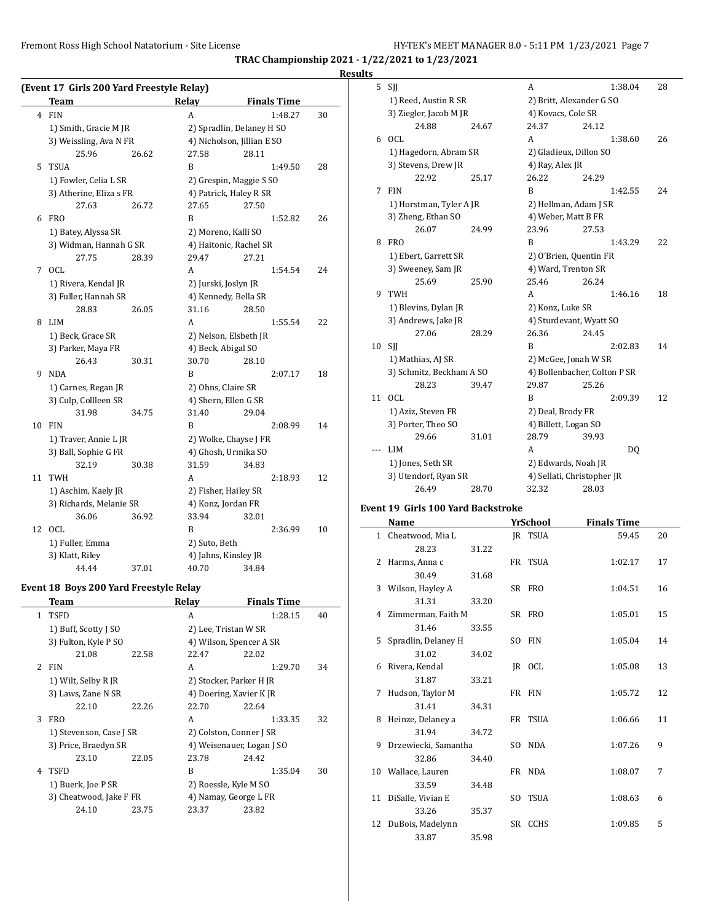## TRAC Championship 2021 - 1/22/2021 to 1/23/2021

### Results

#### (Event 17 Girls 200 Yard Freestyle Relay)

| | Team | Relay | Finals Time | |
|---|---|---|---|---|
| 4 | FIN | A | 1:48.27 | 30 |
| | 1) Smith, Gracie M JR | 2) Spradlin, Delaney H SO | | |
| | 3) Weissling, Ava N FR | 4) Nicholson, Jillian E SO | | |
| | 25.96 26.62 | 27.58 28.11 | | |
| 5 | TSUA | B | 1:49.50 | 28 |
| | 1) Fowler, Celia L SR | 2) Grespin, Maggie S SO | | |
| | 3) Atherine, Eliza s FR | 4) Patrick, Haley R SR | | |
| | 27.63 26.72 | 27.65 27.50 | | |
| 6 | FRO | B | 1:52.82 | 26 |
| | 1) Batey, Alyssa SR | 2) Moreno, Kalli SO | | |
| | 3) Widman, Hannah G SR | 4) Haitonic, Rachel SR | | |
| | 27.75 28.39 | 29.47 27.21 | | |
| 7 | OCL | A | 1:54.54 | 24 |
| | 1) Rivera, Kendal JR | 2) Jurski, Joslyn JR | | |
| | 3) Fuller, Hannah SR | 4) Kennedy, Bella SR | | |
| | 28.83 26.05 | 31.16 28.50 | | |
| 8 | LIM | A | 1:55.54 | 22 |
| | 1) Beck, Grace SR | 2) Nelson, Elsbeth JR | | |
| | 3) Parker, Maya FR | 4) Beck, Abigal SO | | |
| | 26.43 30.31 | 30.70 28.10 | | |
| 9 | NDA | B | 2:07.17 | 18 |
| | 1) Carnes, Regan JR | 2) Ohns, Claire SR | | |
| | 3) Culp, Collleen SR | 4) Shern, Ellen G SR | | |
| | 31.98 34.75 | 31.40 29.04 | | |
| 10 | FIN | B | 2:08.99 | 14 |
| | 1) Traver, Annie L JR | 2) Wolke, Chayse J FR | | |
| | 3) Ball, Sophie G FR | 4) Ghosh, Urmika SO | | |
| | 32.19 30.38 | 31.59 34.83 | | |
| 11 | TWH | A | 2:18.93 | 12 |
| | 1) Aschim, Kaely JR | 2) Fisher, Hailey SR | | |
| | 3) Richards, Melanie SR | 4) Konz, Jordan FR | | |
| | 36.06 36.92 | 33.94 32.01 | | |
| 12 | OCL | B | 2:36.99 | 10 |
| | 1) Fuller, Emma | 2) Suto, Beth | | |
| | 3) Klatt, Riley | 4) Jahns, Kinsley JR | | |
| | 44.44 37.01 | 40.70 34.84 | | |

#### Event 18 Boys 200 Yard Freestyle Relay

| | Team | Relay | Finals Time | |
|---|---|---|---|---|
| 1 | TSFD | A | 1:28.15 | 40 |
| | 1) Buff, Scotty J SO | 2) Lee, Tristan W SR | | |
| | 3) Fulton, Kyle P SO | 4) Wilson, Spencer A SR | | |
| | 21.08 22.58 | 22.47 22.02 | | |
| 2 | FIN | A | 1:29.70 | 34 |
| | 1) Wilt, Selby R JR | 2) Stocker, Parker H JR | | |
| | 3) Laws, Zane N SR | 4) Doering, Xavier K JR | | |
| | 22.10 22.26 | 22.70 22.64 | | |
| 3 | FRO | A | 1:33.35 | 32 |
| | 1) Stevenson, Case J SR | 2) Colston, Conner J SR | | |
| | 3) Price, Braedyn SR | 4) Weisenauer, Logan J SO | | |
| | 23.10 22.05 | 23.78 24.42 | | |
| 4 | TSFD | B | 1:35.04 | 30 |
| | 1) Buerk, Joe P SR | 2) Roessle, Kyle M SO | | |
| | 3) Cheatwood, Jake F FR | 4) Namay, George L FR | | |
| | 24.10 23.75 | 23.37 23.82 | | |
| 5 | SJJ | A | 1:38.04 | 28 |
| | 1) Reed, Austin R SR | 2) Britt, Alexander G SO | | |
| | 3) Ziegler, Jacob M JR | 4) Kovacs, Cole SR | | |
| | 24.88 24.67 | 24.37 24.12 | | |
| 6 | OCL | A | 1:38.60 | 26 |
| | 1) Hagedorn, Abram SR | 2) Gladieux, Dillon SO | | |
| | 3) Stevens, Drew JR | 4) Ray, Alex JR | | |
| | 22.92 25.17 | 26.22 24.29 | | |
| 7 | FIN | B | 1:42.55 | 24 |
| | 1) Horstman, Tyler A JR | 2) Hellman, Adam J SR | | |
| | 3) Zheng, Ethan SO | 4) Weber, Matt B FR | | |
| | 26.07 24.99 | 23.96 27.53 | | |
| 8 | FRO | B | 1:43.29 | 22 |
| | 1) Ebert, Garrett SR | 2) O'Brien, Quentin FR | | |
| | 3) Sweeney, Sam JR | 4) Ward, Trenton SR | | |
| | 25.69 25.90 | 25.46 26.24 | | |
| 9 | TWH | A | 1:46.16 | 18 |
| | 1) Blevins, Dylan JR | 2) Konz, Luke SR | | |
| | 3) Andrews, Jake JR | 4) Sturdevant, Wyatt SO | | |
| | 27.06 28.29 | 26.36 24.45 | | |
| 10 | SJJ | B | 2:02.83 | 14 |
| | 1) Mathias, AJ SR | 2) McGee, Jonah W SR | | |
| | 3) Schmitz, Beckham A SO | 4) Bollenbacher, Colton P SR | | |
| | 28.23 39.47 | 29.87 25.26 | | |
| 11 | OCL | B | 2:09.39 | 12 |
| | 1) Aziz, Steven FR | 2) Deal, Brody FR | | |
| | 3) Porter, Theo SO | 4) Billett, Logan SO | | |
| | 29.66 31.01 | 28.79 39.93 | | |
| --- | LIM | A | DQ | |
| | 1) Jones, Seth SR | 2) Edwards, Noah JR | | |
| | 3) Utendorf, Ryan SR | 4) Sellati, Christopher JR | | |
| | 26.49 28.70 | 32.32 28.03 | | |

#### Event 19 Girls 100 Yard Backstroke

| | Name | Yr | School | Finals Time | |
|---|---|---|---|---|---|
| 1 | Cheatwood, Mia L | JR | TSUA | 59.45 | 20 |
| | 28.23 31.22 | | | | |
| 2 | Harms, Anna c | FR | TSUA | 1:02.17 | 17 |
| | 30.49 31.68 | | | | |
| 3 | Wilson, Hayley A | SR | FRO | 1:04.51 | 16 |
| | 31.31 33.20 | | | | |
| 4 | Zimmerman, Faith M | SR | FRO | 1:05.01 | 15 |
| | 31.46 33.55 | | | | |
| 5 | Spradlin, Delaney H | SO | FIN | 1:05.04 | 14 |
| | 31.02 34.02 | | | | |
| 6 | Rivera, Kendal | JR | OCL | 1:05.08 | 13 |
| | 31.87 33.21 | | | | |
| 7 | Hudson, Taylor M | FR | FIN | 1:05.72 | 12 |
| | 31.41 34.31 | | | | |
| 8 | Heinze, Delaney a | FR | TSUA | 1:06.66 | 11 |
| | 31.94 34.72 | | | | |
| 9 | Drzewiecki, Samantha | SO | NDA | 1:07.26 | 9 |
| | 32.86 34.40 | | | | |
| 10 | Wallace, Lauren | FR | NDA | 1:08.07 | 7 |
| | 33.59 34.48 | | | | |
| 11 | DiSalle, Vivian E | SO | TSUA | 1:08.63 | 6 |
| | 33.26 35.37 | | | | |
| 12 | DuBois, Madelynn | SR | CCHS | 1:09.85 | 5 |
| | 33.87 35.98 | | | | |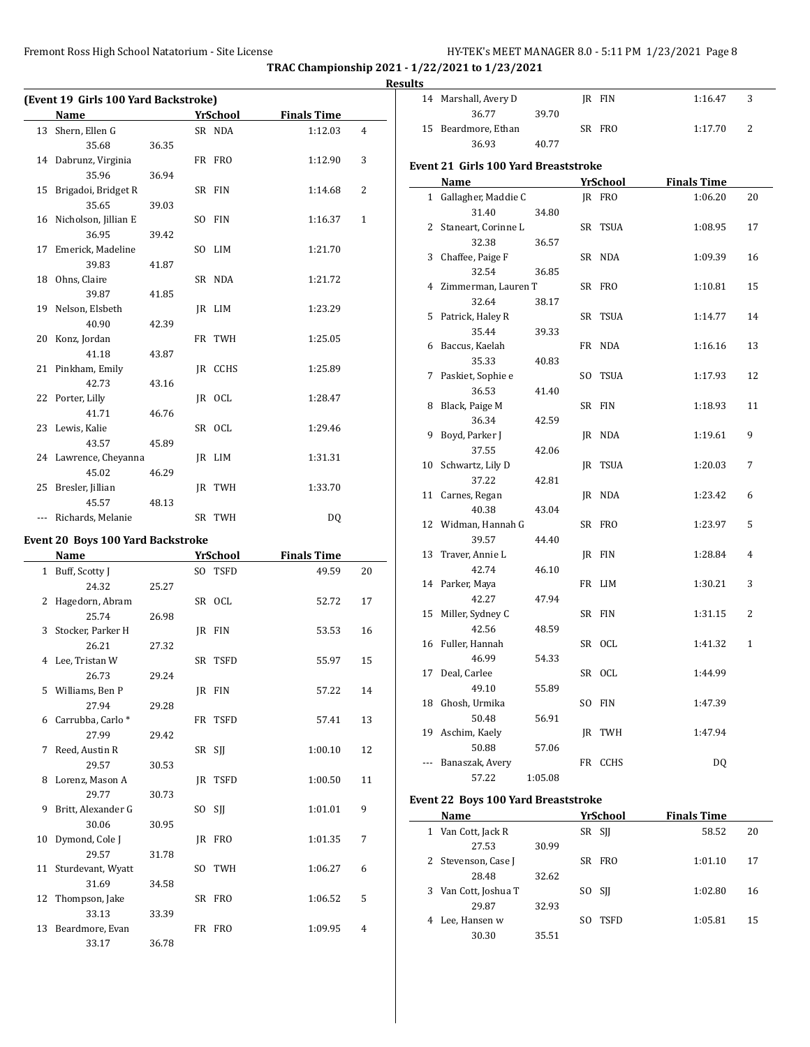TRAC Championship 2021 - 1/22/2021 to 1/23/2021

Results

### (Event 19 Girls 100 Yard Backstroke)

| | Name | Yr | School | Finals Time | |
|---|---|---|---|---|---|
| 13 | Shern, Ellen G | SR | NDA | 1:12.03 | 4 |
| | 35.68 36.35 | | | | |
| 14 | Dabrunz, Virginia | FR | FRO | 1:12.90 | 3 |
| | 35.96 36.94 | | | | |
| 15 | Brigadoi, Bridget R | SR | FIN | 1:14.68 | 2 |
| | 35.65 39.03 | | | | |
| 16 | Nicholson, Jillian E | SO | FIN | 1:16.37 | 1 |
| | 36.95 39.42 | | | | |
| 17 | Emerick, Madeline | SO | LIM | 1:21.70 | |
| | 39.83 41.87 | | | | |
| 18 | Ohns, Claire | SR | NDA | 1:21.72 | |
| | 39.87 41.85 | | | | |
| 19 | Nelson, Elsbeth | JR | LIM | 1:23.29 | |
| | 40.90 42.39 | | | | |
| 20 | Konz, Jordan | FR | TWH | 1:25.05 | |
| | 41.18 43.87 | | | | |
| 21 | Pinkham, Emily | JR | CCHS | 1:25.89 | |
| | 42.73 43.16 | | | | |
| 22 | Porter, Lilly | JR | OCL | 1:28.47 | |
| | 41.71 46.76 | | | | |
| 23 | Lewis, Kalie | SR | OCL | 1:29.46 | |
| | 43.57 45.89 | | | | |
| 24 | Lawrence, Cheyanna | JR | LIM | 1:31.31 | |
| | 45.02 46.29 | | | | |
| 25 | Bresler, Jillian | JR | TWH | 1:33.70 | |
| | 45.57 48.13 | | | | |
| --- | Richards, Melanie | SR | TWH | DQ | |

### Event 20 Boys 100 Yard Backstroke

| | Name | Yr | School | Finals Time | |
|---|---|---|---|---|---|
| 1 | Buff, Scotty J | SO | TSFD | 49.59 | 20 |
| | 24.32 25.27 | | | | |
| 2 | Hagedorn, Abram | SR | OCL | 52.72 | 17 |
| | 25.74 26.98 | | | | |
| 3 | Stocker, Parker H | JR | FIN | 53.53 | 16 |
| | 26.21 27.32 | | | | |
| 4 | Lee, Tristan W | SR | TSFD | 55.97 | 15 |
| | 26.73 29.24 | | | | |
| 5 | Williams, Ben P | JR | FIN | 57.22 | 14 |
| | 27.94 29.28 | | | | |
| 6 | Carrubba, Carlo * | FR | TSFD | 57.41 | 13 |
| | 27.99 29.42 | | | | |
| 7 | Reed, Austin R | SR | SJJ | 1:00.10 | 12 |
| | 29.57 30.53 | | | | |
| 8 | Lorenz, Mason A | JR | TSFD | 1:00.50 | 11 |
| | 29.77 30.73 | | | | |
| 9 | Britt, Alexander G | SO | SJJ | 1:01.01 | 9 |
| | 30.06 30.95 | | | | |
| 10 | Dymond, Cole J | JR | FRO | 1:01.35 | 7 |
| | 29.57 31.78 | | | | |
| 11 | Sturdevant, Wyatt | SO | TWH | 1:06.27 | 6 |
| | 31.69 34.58 | | | | |
| 12 | Thompson, Jake | SR | FRO | 1:06.52 | 5 |
| | 33.13 33.39 | | | | |
| 13 | Beardmore, Evan | FR | FRO | 1:09.95 | 4 |
| | 33.17 36.78 | | | | |
| 14 | Marshall, Avery D | JR | FIN | 1:16.47 | 3 |
| | 36.77 39.70 | | | | |
| 15 | Beardmore, Ethan | SR | FRO | 1:17.70 | 2 |
| | 36.93 40.77 | | | | |

### Event 21 Girls 100 Yard Breaststroke

| | Name | Yr | School | Finals Time | |
|---|---|---|---|---|---|
| 1 | Gallagher, Maddie C | JR | FRO | 1:06.20 | 20 |
| | 31.40 34.80 | | | | |
| 2 | Staneart, Corinne L | SR | TSUA | 1:08.95 | 17 |
| | 32.38 36.57 | | | | |
| 3 | Chaffee, Paige F | SR | NDA | 1:09.39 | 16 |
| | 32.54 36.85 | | | | |
| 4 | Zimmerman, Lauren T | SR | FRO | 1:10.81 | 15 |
| | 32.64 38.17 | | | | |
| 5 | Patrick, Haley R | SR | TSUA | 1:14.77 | 14 |
| | 35.44 39.33 | | | | |
| 6 | Baccus, Kaelah | FR | NDA | 1:16.16 | 13 |
| | 35.33 40.83 | | | | |
| 7 | Paskiet, Sophie e | SO | TSUA | 1:17.93 | 12 |
| | 36.53 41.40 | | | | |
| 8 | Black, Paige M | SR | FIN | 1:18.93 | 11 |
| | 36.34 42.59 | | | | |
| 9 | Boyd, Parker J | JR | NDA | 1:19.61 | 9 |
| | 37.55 42.06 | | | | |
| 10 | Schwartz, Lily D | JR | TSUA | 1:20.03 | 7 |
| | 37.22 42.81 | | | | |
| 11 | Carnes, Regan | JR | NDA | 1:23.42 | 6 |
| | 40.38 43.04 | | | | |
| 12 | Widman, Hannah G | SR | FRO | 1:23.97 | 5 |
| | 39.57 44.40 | | | | |
| 13 | Traver, Annie L | JR | FIN | 1:28.84 | 4 |
| | 42.74 46.10 | | | | |
| 14 | Parker, Maya | FR | LIM | 1:30.21 | 3 |
| | 42.27 47.94 | | | | |
| 15 | Miller, Sydney C | SR | FIN | 1:31.15 | 2 |
| | 42.56 48.59 | | | | |
| 16 | Fuller, Hannah | SR | OCL | 1:41.32 | 1 |
| | 46.99 54.33 | | | | |
| 17 | Deal, Carlee | SR | OCL | 1:44.99 | |
| | 49.10 55.89 | | | | |
| 18 | Ghosh, Urmika | SO | FIN | 1:47.39 | |
| | 50.48 56.91 | | | | |
| 19 | Aschim, Kaely | JR | TWH | 1:47.94 | |
| | 50.88 57.06 | | | | |
| --- | Banaszak, Avery | FR | CCHS | DQ | |
| | 57.22 1:05.08 | | | | |

### Event 22 Boys 100 Yard Breaststroke

| | Name | Yr | School | Finals Time | |
|---|---|---|---|---|---|
| 1 | Van Cott, Jack R | SR | SJJ | 58.52 | 20 |
| | 27.53 30.99 | | | | |
| 2 | Stevenson, Case J | SR | FRO | 1:01.10 | 17 |
| | 28.48 32.62 | | | | |
| 3 | Van Cott, Joshua T | SO | SJJ | 1:02.80 | 16 |
| | 29.87 32.93 | | | | |
| 4 | Lee, Hansen w | SO | TSFD | 1:05.81 | 15 |
| | 30.30 35.51 | | | | |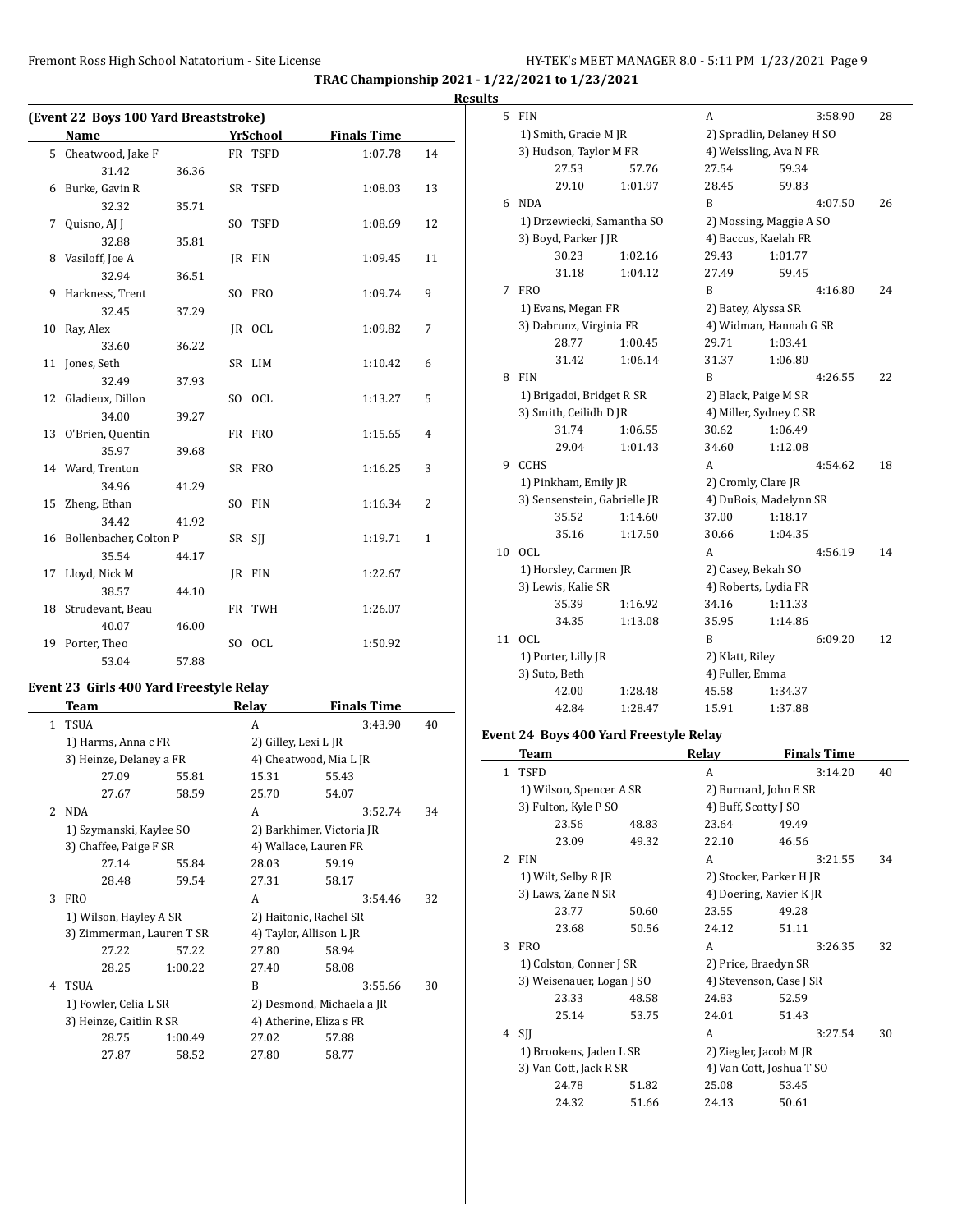TRAC Championship 2021 - 1/22/2021 to 1/23/2021

Results

## (Event 22 Boys 100 Yard Breaststroke)

| | Name | Yr | School | Finals Time | Points |
|---|---|---|---|---|---|
| 5 | Cheatwood, Jake F | FR | TSFD | 1:07.78 | 14 |
| | 31.42 36.36 | | | | |
| 6 | Burke, Gavin R | SR | TSFD | 1:08.03 | 13 |
| | 32.32 35.71 | | | | |
| 7 | Quisno, AJ J | SO | TSFD | 1:08.69 | 12 |
| | 32.88 35.81 | | | | |
| 8 | Vasiloff, Joe A | JR | FIN | 1:09.45 | 11 |
| | 32.94 36.51 | | | | |
| 9 | Harkness, Trent | SO | FRO | 1:09.74 | 9 |
| | 32.45 37.29 | | | | |
| 10 | Ray, Alex | JR | OCL | 1:09.82 | 7 |
| | 33.60 36.22 | | | | |
| 11 | Jones, Seth | SR | LIM | 1:10.42 | 6 |
| | 32.49 37.93 | | | | |
| 12 | Gladieux, Dillon | SO | OCL | 1:13.27 | 5 |
| | 34.00 39.27 | | | | |
| 13 | O'Brien, Quentin | FR | FRO | 1:15.65 | 4 |
| | 35.97 39.68 | | | | |
| 14 | Ward, Trenton | SR | FRO | 1:16.25 | 3 |
| | 34.96 41.29 | | | | |
| 15 | Zheng, Ethan | SO | FIN | 1:16.34 | 2 |
| | 34.42 41.92 | | | | |
| 16 | Bollenbacher, Colton P | SR | SJJ | 1:19.71 | 1 |
| | 35.54 44.17 | | | | |
| 17 | Lloyd, Nick M | JR | FIN | 1:22.67 | |
| | 38.57 44.10 | | | | |
| 18 | Strudevant, Beau | FR | TWH | 1:26.07 | |
| | 40.07 46.00 | | | | |
| 19 | Porter, Theo | SO | OCL | 1:50.92 | |
| | 53.04 57.88 | | | | |

## Event 23 Girls 400 Yard Freestyle Relay

| | Team | Relay | Finals Time | Points |
|---|---|---|---|---|
| 1 | TSUA | A | 3:43.90 | 40 |
| | 1) Harms, Anna c FR | 2) Gilley, Lexi L JR | | |
| | 3) Heinze, Delaney a FR | 4) Cheatwood, Mia L JR | | |
| | 27.09 55.81 | 15.31 55.43 | | |
| | 27.67 58.59 | 25.70 54.07 | | |
| 2 | NDA | A | 3:52.74 | 34 |
| | 1) Szymanski, Kaylee SO | 2) Barkhimer, Victoria JR | | |
| | 3) Chaffee, Paige F SR | 4) Wallace, Lauren FR | | |
| | 27.14 55.84 | 28.03 59.19 | | |
| | 28.48 59.54 | 27.31 58.17 | | |
| 3 | FRO | A | 3:54.46 | 32 |
| | 1) Wilson, Hayley A SR | 2) Haitonic, Rachel SR | | |
| | 3) Zimmerman, Lauren T SR | 4) Taylor, Allison L JR | | |
| | 27.22 57.22 | 27.80 58.94 | | |
| | 28.25 1:00.22 | 27.40 58.08 | | |
| 4 | TSUA | B | 3:55.66 | 30 |
| | 1) Fowler, Celia L SR | 2) Desmond, Michaela a JR | | |
| | 3) Heinze, Caitlin R SR | 4) Atherine, Eliza s FR | | |
| | 28.75 1:00.49 | 27.02 57.88 | | |
| | 27.87 58.52 | 27.80 58.77 | | |
| 5 | FIN | A | 3:58.90 | 28 |
| | 1) Smith, Gracie M JR | 2) Spradlin, Delaney H SO | | |
| | 3) Hudson, Taylor M FR | 4) Weissling, Ava N FR | | |
| | 27.53 57.76 | 27.54 59.34 | | |
| | 29.10 1:01.97 | 28.45 59.83 | | |
| 6 | NDA | B | 4:07.50 | 26 |
| | 1) Drzewiecki, Samantha SO | 2) Mossing, Maggie A SO | | |
| | 3) Boyd, Parker J JR | 4) Baccus, Kaelah FR | | |
| | 30.23 1:02.16 | 29.43 1:01.77 | | |
| | 31.18 1:04.12 | 27.49 59.45 | | |
| 7 | FRO | B | 4:16.80 | 24 |
| | 1) Evans, Megan FR | 2) Batey, Alyssa SR | | |
| | 3) Dabrunz, Virginia FR | 4) Widman, Hannah G SR | | |
| | 28.77 1:00.45 | 29.71 1:03.41 | | |
| | 31.42 1:06.14 | 31.37 1:06.80 | | |
| 8 | FIN | B | 4:26.55 | 22 |
| | 1) Brigadoi, Bridget R SR | 2) Black, Paige M SR | | |
| | 3) Smith, Ceilidh D JR | 4) Miller, Sydney C SR | | |
| | 31.74 1:06.55 | 30.62 1:06.49 | | |
| | 29.04 1:01.43 | 34.60 1:12.08 | | |
| 9 | CCHS | A | 4:54.62 | 18 |
| | 1) Pinkham, Emily JR | 2) Cromly, Clare JR | | |
| | 3) Sensenstein, Gabrielle JR | 4) DuBois, Madelynn SR | | |
| | 35.52 1:14.60 | 37.00 1:18.17 | | |
| | 35.16 1:17.50 | 30.66 1:04.35 | | |
| 10 | OCL | A | 4:56.19 | 14 |
| | 1) Horsley, Carmen JR | 2) Casey, Bekah SO | | |
| | 3) Lewis, Kalie SR | 4) Roberts, Lydia FR | | |
| | 35.39 1:16.92 | 34.16 1:11.33 | | |
| | 34.35 1:13.08 | 35.95 1:14.86 | | |
| 11 | OCL | B | 6:09.20 | 12 |
| | 1) Porter, Lilly JR | 2) Klatt, Riley | | |
| | 3) Suto, Beth | 4) Fuller, Emma | | |
| | 42.00 1:28.48 | 45.58 1:34.37 | | |
| | 42.84 1:28.47 | 15.91 1:37.88 | | |

## Event 24 Boys 400 Yard Freestyle Relay

| | Team | Relay | Finals Time | Points |
|---|---|---|---|---|
| 1 | TSFD | A | 3:14.20 | 40 |
| | 1) Wilson, Spencer A SR | 2) Burnard, John E SR | | |
| | 3) Fulton, Kyle P SO | 4) Buff, Scotty J SO | | |
| | 23.56 48.83 | 23.64 49.49 | | |
| | 23.09 49.32 | 22.10 46.56 | | |
| 2 | FIN | A | 3:21.55 | 34 |
| | 1) Wilt, Selby R JR | 2) Stocker, Parker H JR | | |
| | 3) Laws, Zane N SR | 4) Doering, Xavier K JR | | |
| | 23.77 50.60 | 23.55 49.28 | | |
| | 23.68 50.56 | 24.12 51.11 | | |
| 3 | FRO | A | 3:26.35 | 32 |
| | 1) Colston, Conner J SR | 2) Price, Braedyn SR | | |
| | 3) Weisenauer, Logan J SO | 4) Stevenson, Case J SR | | |
| | 23.33 48.58 | 24.83 52.59 | | |
| | 25.14 53.75 | 24.01 51.43 | | |
| 4 | SJJ | A | 3:27.54 | 30 |
| | 1) Brookens, Jaden L SR | 2) Ziegler, Jacob M JR | | |
| | 3) Van Cott, Jack R SR | 4) Van Cott, Joshua T SO | | |
| | 24.78 51.82 | 25.08 53.45 | | |
| | 24.32 51.66 | 24.13 50.61 | | |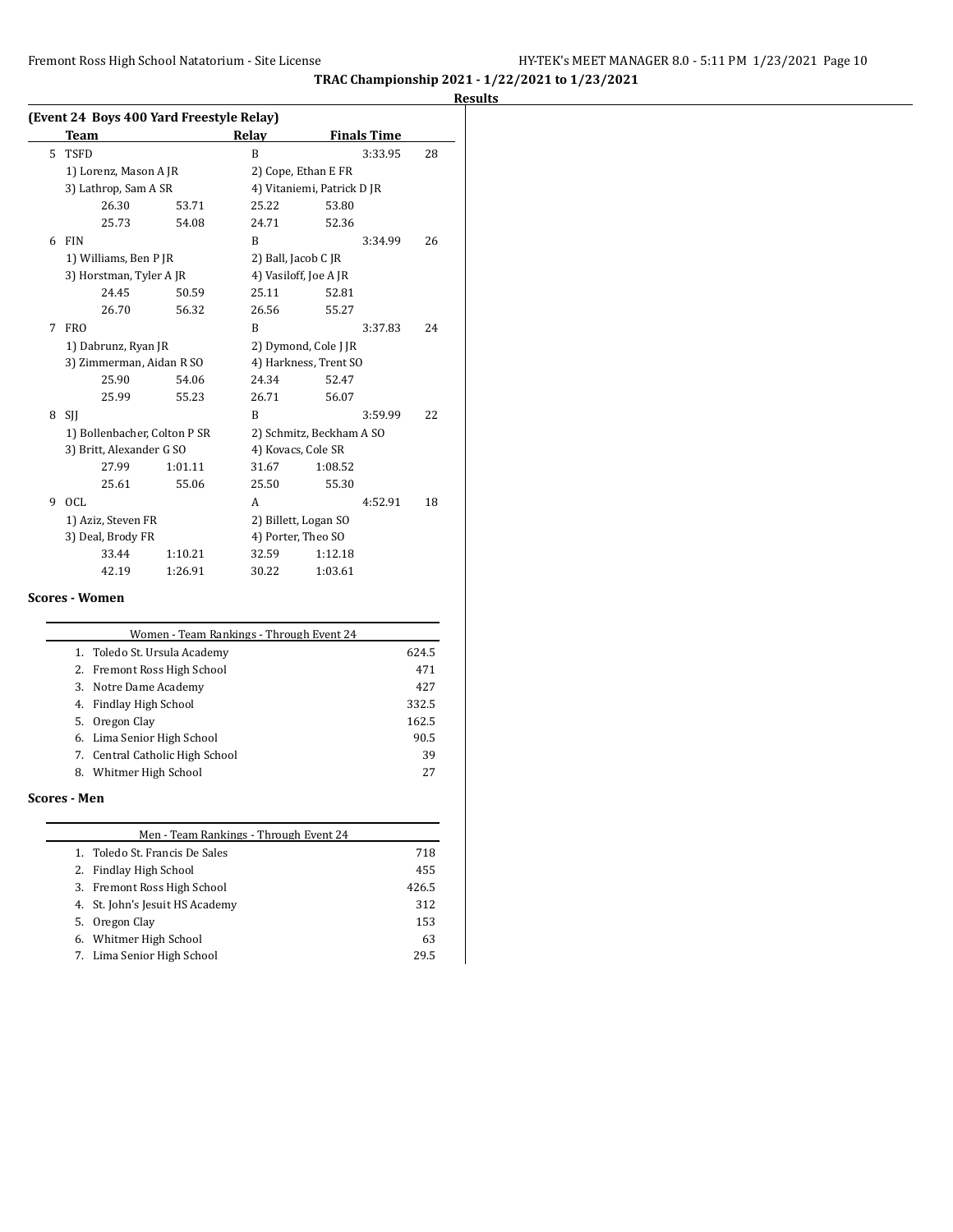**TRAC Championship 2021 - 1/22/2021 to 1/23/2021**

**Results**

### (Event 24 Boys 400 Yard Freestyle Relay)

| | Team | | Relay | | Finals Time | |
|---|---|---|---|---|---|---|
| 5 | TSFD | | B | | 3:33.95 | 28 |
| | 1) Lorenz, Mason A JR | | 2) Cope, Ethan E FR | | | |
| | 3) Lathrop, Sam A SR | | 4) Vitaniemi, Patrick D JR | | | |
| | 26.30 | 53.71 | 25.22 | 53.80 | | |
| | 25.73 | 54.08 | 24.71 | 52.36 | | |
| 6 | FIN | | B | | 3:34.99 | 26 |
| | 1) Williams, Ben P JR | | 2) Ball, Jacob C JR | | | |
| | 3) Horstman, Tyler A JR | | 4) Vasiloff, Joe A JR | | | |
| | 24.45 | 50.59 | 25.11 | 52.81 | | |
| | 26.70 | 56.32 | 26.56 | 55.27 | | |
| 7 | FRO | | B | | 3:37.83 | 24 |
| | 1) Dabrunz, Ryan JR | | 2) Dymond, Cole J JR | | | |
| | 3) Zimmerman, Aidan R SO | | 4) Harkness, Trent SO | | | |
| | 25.90 | 54.06 | 24.34 | 52.47 | | |
| | 25.99 | 55.23 | 26.71 | 56.07 | | |
| 8 | SJJ | | B | | 3:59.99 | 22 |
| | 1) Bollenbacher, Colton P SR | | 2) Schmitz, Beckham A SO | | | |
| | 3) Britt, Alexander G SO | | 4) Kovacs, Cole SR | | | |
| | 27.99 | 1:01.11 | 31.67 | 1:08.52 | | |
| | 25.61 | 55.06 | 25.50 | 55.30 | | |
| 9 | OCL | | A | | 4:52.91 | 18 |
| | 1) Aziz, Steven FR | | 2) Billett, Logan SO | | | |
| | 3) Deal, Brody FR | | 4) Porter, Theo SO | | | |
| | 33.44 | 1:10.21 | 32.59 | 1:12.18 | | |
| | 42.19 | 1:26.91 | 30.22 | 1:03.61 | | |

### Scores - Women

| Women - Team Rankings - Through Event 24 | |
|---|---|
| 1. Toledo St. Ursula Academy | 624.5 |
| 2. Fremont Ross High School | 471 |
| 3. Notre Dame Academy | 427 |
| 4. Findlay High School | 332.5 |
| 5. Oregon Clay | 162.5 |
| 6. Lima Senior High School | 90.5 |
| 7. Central Catholic High School | 39 |
| 8. Whitmer High School | 27 |

### Scores - Men

| Men - Team Rankings - Through Event 24 | |
|---|---|
| 1. Toledo St. Francis De Sales | 718 |
| 2. Findlay High School | 455 |
| 3. Fremont Ross High School | 426.5 |
| 4. St. John's Jesuit HS Academy | 312 |
| 5. Oregon Clay | 153 |
| 6. Whitmer High School | 63 |
| 7. Lima Senior High School | 29.5 |